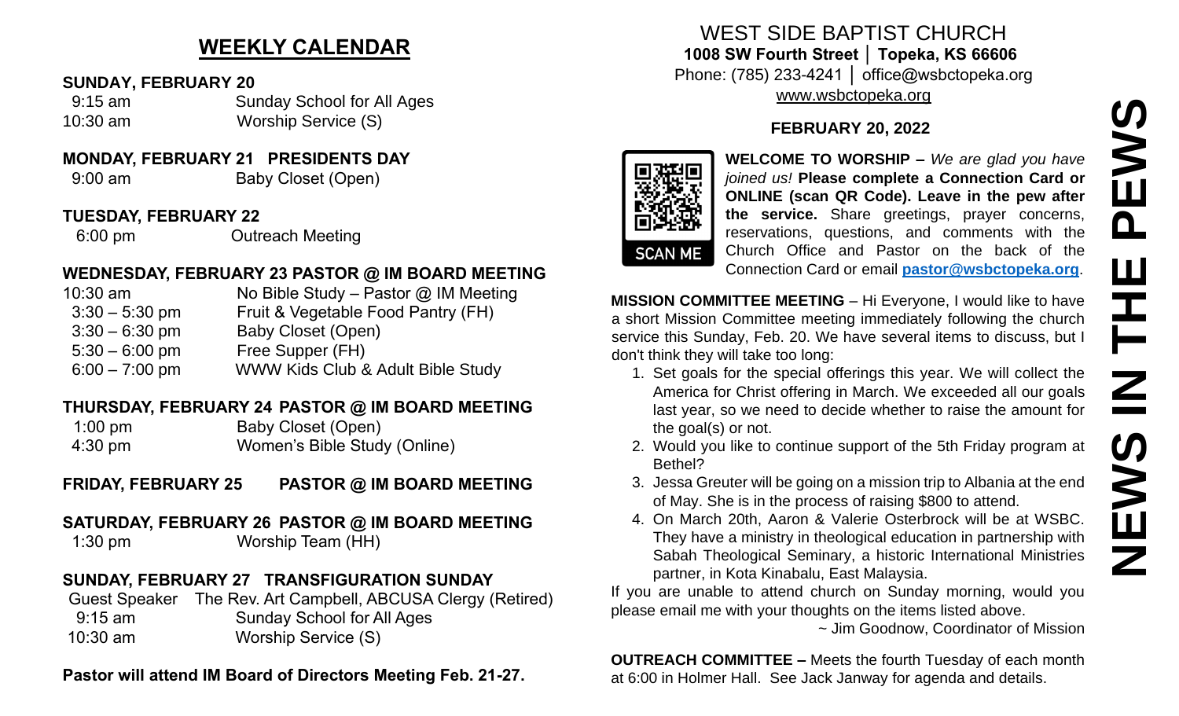## WEEKLY CALENDAR

**SUNDAY, FEBRUARY 20**

| | |
|---|---|
| 9:15 am | Sunday School for All Ages |
| 10:30 am | Worship Service (S) |

**MONDAY, FEBRUARY 21 PRESIDENTS DAY**

| | |
|---|---|
| 9:00 am | Baby Closet (Open) |

**TUESDAY, FEBRUARY 22**

| | |
|---|---|
| 6:00 pm | Outreach Meeting |

**WEDNESDAY, FEBRUARY 23 PASTOR @ IM BOARD MEETING**

| | |
|---|---|
| 10:30 am | No Bible Study – Pastor @ IM Meeting |
| 3:30 – 5:30 pm | Fruit & Vegetable Food Pantry (FH) |
| 3:30 – 6:30 pm | Baby Closet (Open) |
| 5:30 – 6:00 pm | Free Supper (FH) |
| 6:00 – 7:00 pm | WWW Kids Club & Adult Bible Study |

**THURSDAY, FEBRUARY 24 PASTOR @ IM BOARD MEETING**

| | |
|---|---|
| 1:00 pm | Baby Closet (Open) |
| 4:30 pm | Women's Bible Study (Online) |

**FRIDAY, FEBRUARY 25 PASTOR @ IM BOARD MEETING**

**SATURDAY, FEBRUARY 26 PASTOR @ IM BOARD MEETING**

| | |
|---|---|
| 1:30 pm | Worship Team (HH) |

**SUNDAY, FEBRUARY 27 TRANSFIGURATION SUNDAY**

| | |
|---|---|
| Guest Speaker | The Rev. Art Campbell, ABCUSA Clergy (Retired) |
| 9:15 am | Sunday School for All Ages |
| 10:30 am | Worship Service (S) |

**Pastor will attend IM Board of Directors Meeting Feb. 21-27.**

# WEST SIDE BAPTIST CHURCH

**1008 SW Fourth Street │ Topeka, KS 66606**

Phone: (785) 233-4241 │ office@wsbctopeka.org

www.wsbctopeka.org

**FEBRUARY 20, 2022**

# NEWS IN THE PEWS

SCAN ME

**WELCOME TO WORSHIP –** *We are glad you have joined us!* **Please complete a Connection Card or ONLINE (scan QR Code). Leave in the pew after the service.** Share greetings, prayer concerns, reservations, questions, and comments with the Church Office and Pastor on the back of the Connection Card or email **pastor@wsbctopeka.org**.

**MISSION COMMITTEE MEETING** – Hi Everyone, I would like to have a short Mission Committee meeting immediately following the church service this Sunday, Feb. 20. We have several items to discuss, but I don't think they will take too long:

1. Set goals for the special offerings this year. We will collect the America for Christ offering in March. We exceeded all our goals last year, so we need to decide whether to raise the amount for the goal(s) or not.
2. Would you like to continue support of the 5th Friday program at Bethel?
3. Jessa Greuter will be going on a mission trip to Albania at the end of May. She is in the process of raising $800 to attend.
4. On March 20th, Aaron & Valerie Osterbrock will be at WSBC. They have a ministry in theological education in partnership with Sabah Theological Seminary, a historic International Ministries partner, in Kota Kinabalu, East Malaysia.

If you are unable to attend church on Sunday morning, would you please email me with your thoughts on the items listed above.

~ Jim Goodnow, Coordinator of Mission

**OUTREACH COMMITTEE –** Meets the fourth Tuesday of each month at 6:00 in Holmer Hall. See Jack Janway for agenda and details.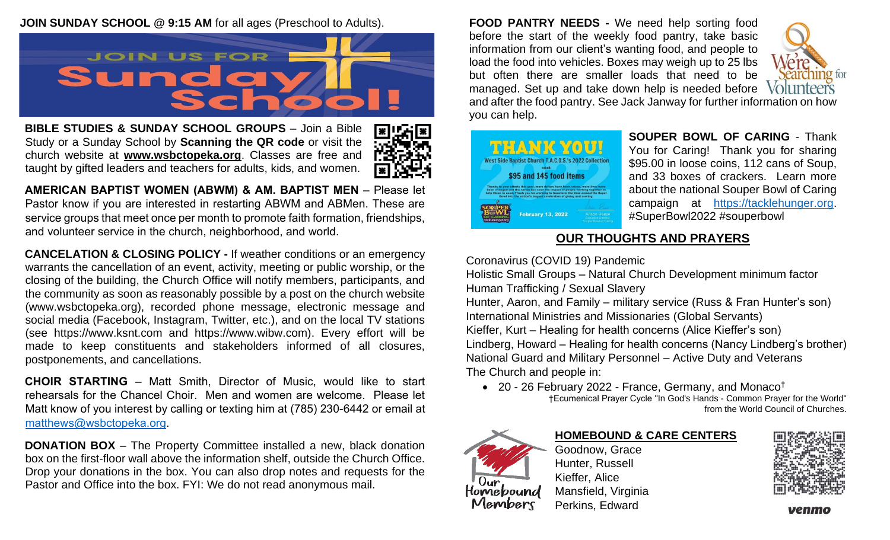**JOIN SUNDAY SCHOOL @ 9:15 AM** for all ages (Preschool to Adults).

JOIN US FOR Sunday School!

**BIBLE STUDIES & SUNDAY SCHOOL GROUPS** – Join a Bible Study or a Sunday School by **Scanning the QR code** or visit the church website at **www.wsbctopeka.org**. Classes are free and taught by gifted leaders and teachers for adults, kids, and women.

**AMERICAN BAPTIST WOMEN (ABWM) & AM. BAPTIST MEN** – Please let Pastor know if you are interested in restarting ABWM and ABMen. These are service groups that meet once per month to promote faith formation, friendships, and volunteer service in the church, neighborhood, and world.

**CANCELATION & CLOSING POLICY -** If weather conditions or an emergency warrants the cancellation of an event, activity, meeting or public worship, or the closing of the building, the Church Office will notify members, participants, and the community as soon as reasonably possible by a post on the church website (www.wsbctopeka.org), recorded phone message, electronic message and social media (Facebook, Instagram, Twitter, etc.), and on the local TV stations (see https://www.ksnt.com and https://www.wibw.com). Every effort will be made to keep constituents and stakeholders informed of all closures, postponements, and cancellations.

**CHOIR STARTING** – Matt Smith, Director of Music, would like to start rehearsals for the Chancel Choir. Men and women are welcome. Please let Matt know of you interest by calling or texting him at (785) 230-6442 or email at matthews@wsbctopeka.org.

**DONATION BOX** – The Property Committee installed a new, black donation box on the first-floor wall above the information shelf, outside the Church Office. Drop your donations in the box. You can also drop notes and requests for the Pastor and Office into the box. FYI: We do not read anonymous mail.

**FOOD PANTRY NEEDS -** We need help sorting food before the start of the weekly food pantry, take basic information from our client's wanting food, and people to load the food into vehicles. Boxes may weigh up to 25 lbs but often there are smaller loads that need to be managed. Set up and take down help is needed before and after the food pantry. See Jack Janway for further information on how you can help.

We're Searching for Volunteers

THANK YOU! West Side Baptist Church T.A.C.O.S.'s 2022 Collection raised $95 and 145 food items. February 13, 2022

**SOUPER BOWL OF CARING** - Thank You for Caring! Thank you for sharing $95.00 in loose coins, 112 cans of Soup, and 33 boxes of crackers. Learn more about the national Souper Bowl of Caring campaign at https://tacklehunger.org. #SuperBowl2022 #souperbowl

## OUR THOUGHTS AND PRAYERS

Coronavirus (COVID 19) Pandemic
Holistic Small Groups – Natural Church Development minimum factor
Human Trafficking / Sexual Slavery
Hunter, Aaron, and Family – military service (Russ & Fran Hunter's son)
International Ministries and Missionaries (Global Servants)
Kieffer, Kurt – Healing for health concerns (Alice Kieffer's son)
Lindberg, Howard – Healing for health concerns (Nancy Lindberg's brother)
National Guard and Military Personnel – Active Duty and Veterans
The Church and people in:

- 20 - 26 February 2022 - France, Germany, and Monaco†

†Ecumenical Prayer Cycle "In God's Hands - Common Prayer for the World" from the World Council of Churches.

Our Homebound Members

## HOMEBOUND & CARE CENTERS

Goodnow, Grace
Hunter, Russell
Kieffer, Alice
Mansfield, Virginia
Perkins, Edward

venmo